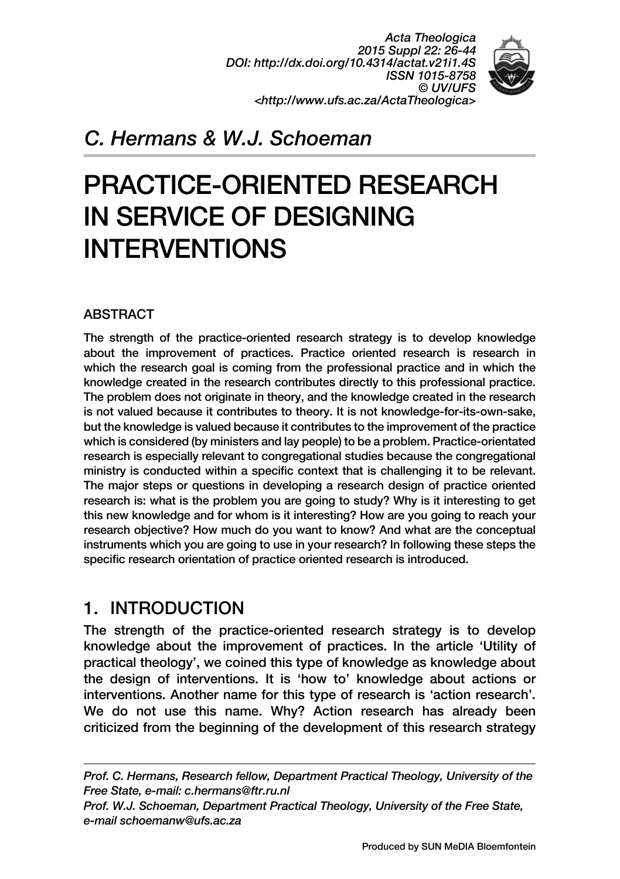Acta Theologica
2015 Suppl 22: 26-44
DOI: http://dx.doi.org/10.4314/actat.v21i1.4S
ISSN 1015-8758
© UV/UFS
<http://www.ufs.ac.za/ActaTheologica>

*C. Hermans & W.J. Schoeman*

# PRACTICE-ORIENTED RESEARCH IN SERVICE OF DESIGNING INTERVENTIONS

## ABSTRACT

The strength of the practice-oriented research strategy is to develop knowledge about the improvement of practices. Practice oriented research is research in which the research goal is coming from the professional practice and in which the knowledge created in the research contributes directly to this professional practice. The problem does not originate in theory, and the knowledge created in the research is not valued because it contributes to theory. It is not knowledge-for-its-own-sake, but the knowledge is valued because it contributes to the improvement of the practice which is considered (by ministers and lay people) to be a problem. Practice-orientated research is especially relevant to congregational studies because the congregational ministry is conducted within a specific context that is challenging it to be relevant. The major steps or questions in developing a research design of practice oriented research is: what is the problem you are going to study? Why is it interesting to get this new knowledge and for whom is it interesting? How are you going to reach your research objective? How much do you want to know? And what are the conceptual instruments which you are going to use in your research? In following these steps the specific research orientation of practice oriented research is introduced.

## 1. INTRODUCTION

The strength of the practice-oriented research strategy is to develop knowledge about the improvement of practices. In the article 'Utility of practical theology', we coined this type of knowledge as knowledge about the design of interventions. It is 'how to' knowledge about actions or interventions. Another name for this type of research is 'action research'. We do not use this name. Why? Action research has already been criticized from the beginning of the development of this research strategy

*Prof. C. Hermans, Research fellow, Department Practical Theology, University of the Free State, e-mail: c.hermans@ftr.ru.nl*
*Prof. W.J. Schoeman, Department Practical Theology, University of the Free State, e-mail schoemanw@ufs.ac.za*

Produced by SUN MeDIA Bloemfontein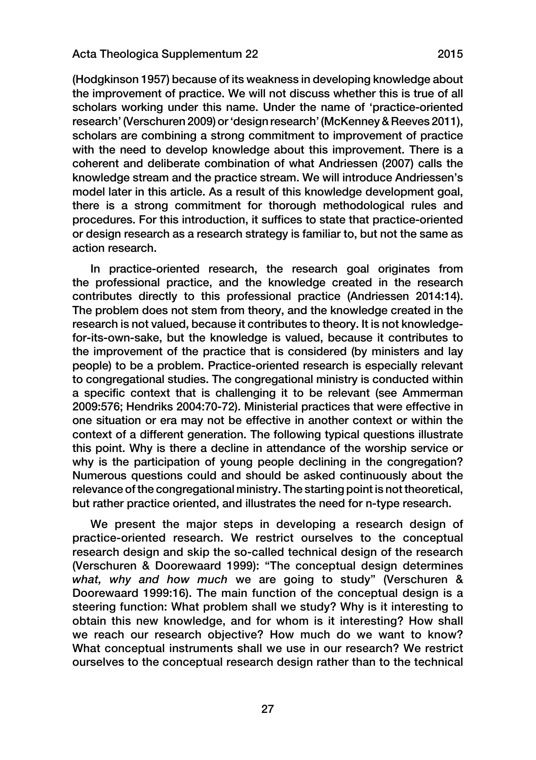(Hodgkinson 1957) because of its weakness in developing knowledge about the improvement of practice. We will not discuss whether this is true of all scholars working under this name. Under the name of 'practice-oriented research' (Verschuren 2009) or 'design research' (McKenney & Reeves 2011), scholars are combining a strong commitment to improvement of practice with the need to develop knowledge about this improvement. There is a coherent and deliberate combination of what Andriessen (2007) calls the knowledge stream and the practice stream. We will introduce Andriessen's model later in this article. As a result of this knowledge development goal, there is a strong commitment for thorough methodological rules and procedures. For this introduction, it suffices to state that practice-oriented or design research as a research strategy is familiar to, but not the same as action research.

In practice-oriented research, the research goal originates from the professional practice, and the knowledge created in the research contributes directly to this professional practice (Andriessen 2014:14). The problem does not stem from theory, and the knowledge created in the research is not valued, because it contributes to theory. It is not knowledge-for-its-own-sake, but the knowledge is valued, because it contributes to the improvement of the practice that is considered (by ministers and lay people) to be a problem. Practice-oriented research is especially relevant to congregational studies. The congregational ministry is conducted within a specific context that is challenging it to be relevant (see Ammerman 2009:576; Hendriks 2004:70-72). Ministerial practices that were effective in one situation or era may not be effective in another context or within the context of a different generation. The following typical questions illustrate this point. Why is there a decline in attendance of the worship service or why is the participation of young people declining in the congregation? Numerous questions could and should be asked continuously about the relevance of the congregational ministry. The starting point is not theoretical, but rather practice oriented, and illustrates the need for n-type research.

We present the major steps in developing a research design of practice-oriented research. We restrict ourselves to the conceptual research design and skip the so-called technical design of the research (Verschuren & Doorewaard 1999): "The conceptual design determines *what, why and how much* we are going to study" (Verschuren & Doorewaard 1999:16). The main function of the conceptual design is a steering function: What problem shall we study? Why is it interesting to obtain this new knowledge, and for whom is it interesting? How shall we reach our research objective? How much do we want to know? What conceptual instruments shall we use in our research? We restrict ourselves to the conceptual research design rather than to the technical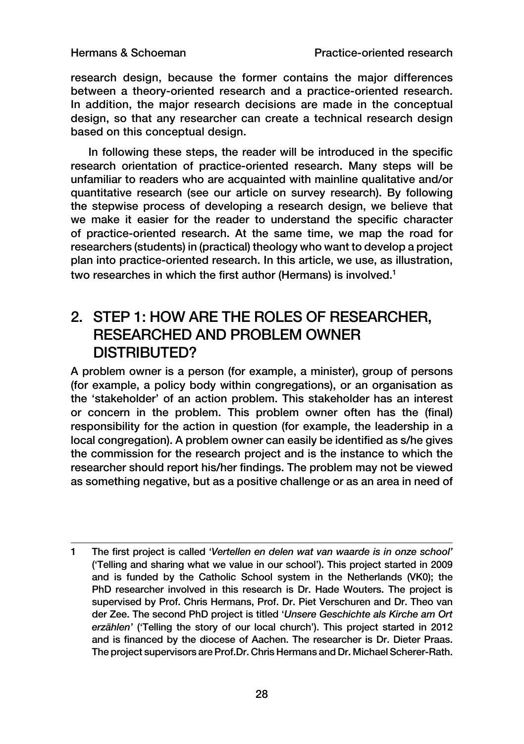research design, because the former contains the major differences between a theory-oriented research and a practice-oriented research. In addition, the major research decisions are made in the conceptual design, so that any researcher can create a technical research design based on this conceptual design.

In following these steps, the reader will be introduced in the specific research orientation of practice-oriented research. Many steps will be unfamiliar to readers who are acquainted with mainline qualitative and/or quantitative research (see our article on survey research). By following the stepwise process of developing a research design, we believe that we make it easier for the reader to understand the specific character of practice-oriented research. At the same time, we map the road for researchers (students) in (practical) theology who want to develop a project plan into practice-oriented research. In this article, we use, as illustration, two researches in which the first author (Hermans) is involved.[1]

## 2. STEP 1: HOW ARE THE ROLES OF RESEARCHER, RESEARCHED AND PROBLEM OWNER DISTRIBUTED?

A problem owner is a person (for example, a minister), group of persons (for example, a policy body within congregations), or an organisation as the 'stakeholder' of an action problem. This stakeholder has an interest or concern in the problem. This problem owner often has the (final) responsibility for the action in question (for example, the leadership in a local congregation). A problem owner can easily be identified as s/he gives the commission for the research project and is the instance to which the researcher should report his/her findings. The problem may not be viewed as something negative, but as a positive challenge or as an area in need of

---

1 The first project is called '*Vertellen en delen wat van waarde is in onze school*' ('Telling and sharing what we value in our school'). This project started in 2009 and is funded by the Catholic School system in the Netherlands (VK0); the PhD researcher involved in this research is Dr. Hade Wouters. The project is supervised by Prof. Chris Hermans, Prof. Dr. Piet Verschuren and Dr. Theo van der Zee. The second PhD project is titled '*Unsere Geschichte als Kirche am Ort erzählen*' ('Telling the story of our local church'). This project started in 2012 and is financed by the diocese of Aachen. The researcher is Dr. Dieter Praas. The project supervisors are Prof.Dr. Chris Hermans and Dr. Michael Scherer-Rath.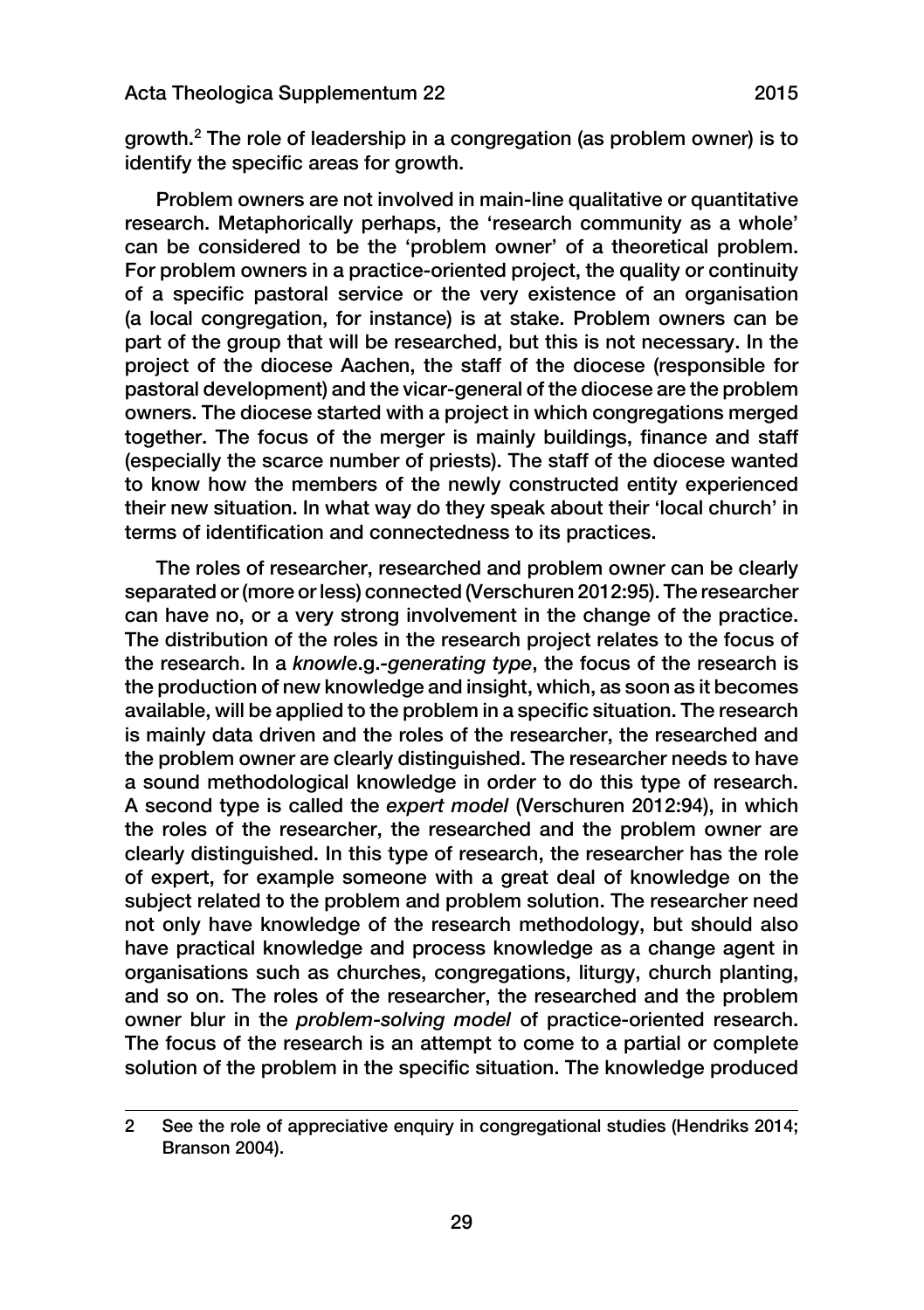growth.[2] The role of leadership in a congregation (as problem owner) is to identify the specific areas for growth.

Problem owners are not involved in main-line qualitative or quantitative research. Metaphorically perhaps, the 'research community as a whole' can be considered to be the 'problem owner' of a theoretical problem. For problem owners in a practice-oriented project, the quality or continuity of a specific pastoral service or the very existence of an organisation (a local congregation, for instance) is at stake. Problem owners can be part of the group that will be researched, but this is not necessary. In the project of the diocese Aachen, the staff of the diocese (responsible for pastoral development) and the vicar-general of the diocese are the problem owners. The diocese started with a project in which congregations merged together. The focus of the merger is mainly buildings, finance and staff (especially the scarce number of priests). The staff of the diocese wanted to know how the members of the newly constructed entity experienced their new situation. In what way do they speak about their 'local church' in terms of identification and connectedness to its practices.

The roles of researcher, researched and problem owner can be clearly separated or (more or less) connected (Verschuren 2012:95). The researcher can have no, or a very strong involvement in the change of the practice. The distribution of the roles in the research project relates to the focus of the research. In a *knowle.g.-generating type*, the focus of the research is the production of new knowledge and insight, which, as soon as it becomes available, will be applied to the problem in a specific situation. The research is mainly data driven and the roles of the researcher, the researched and the problem owner are clearly distinguished. The researcher needs to have a sound methodological knowledge in order to do this type of research. A second type is called the *expert model* (Verschuren 2012:94), in which the roles of the researcher, the researched and the problem owner are clearly distinguished. In this type of research, the researcher has the role of expert, for example someone with a great deal of knowledge on the subject related to the problem and problem solution. The researcher need not only have knowledge of the research methodology, but should also have practical knowledge and process knowledge as a change agent in organisations such as churches, congregations, liturgy, church planting, and so on. The roles of the researcher, the researched and the problem owner blur in the *problem-solving model* of practice-oriented research. The focus of the research is an attempt to come to a partial or complete solution of the problem in the specific situation. The knowledge produced

2 See the role of appreciative enquiry in congregational studies (Hendriks 2014; Branson 2004).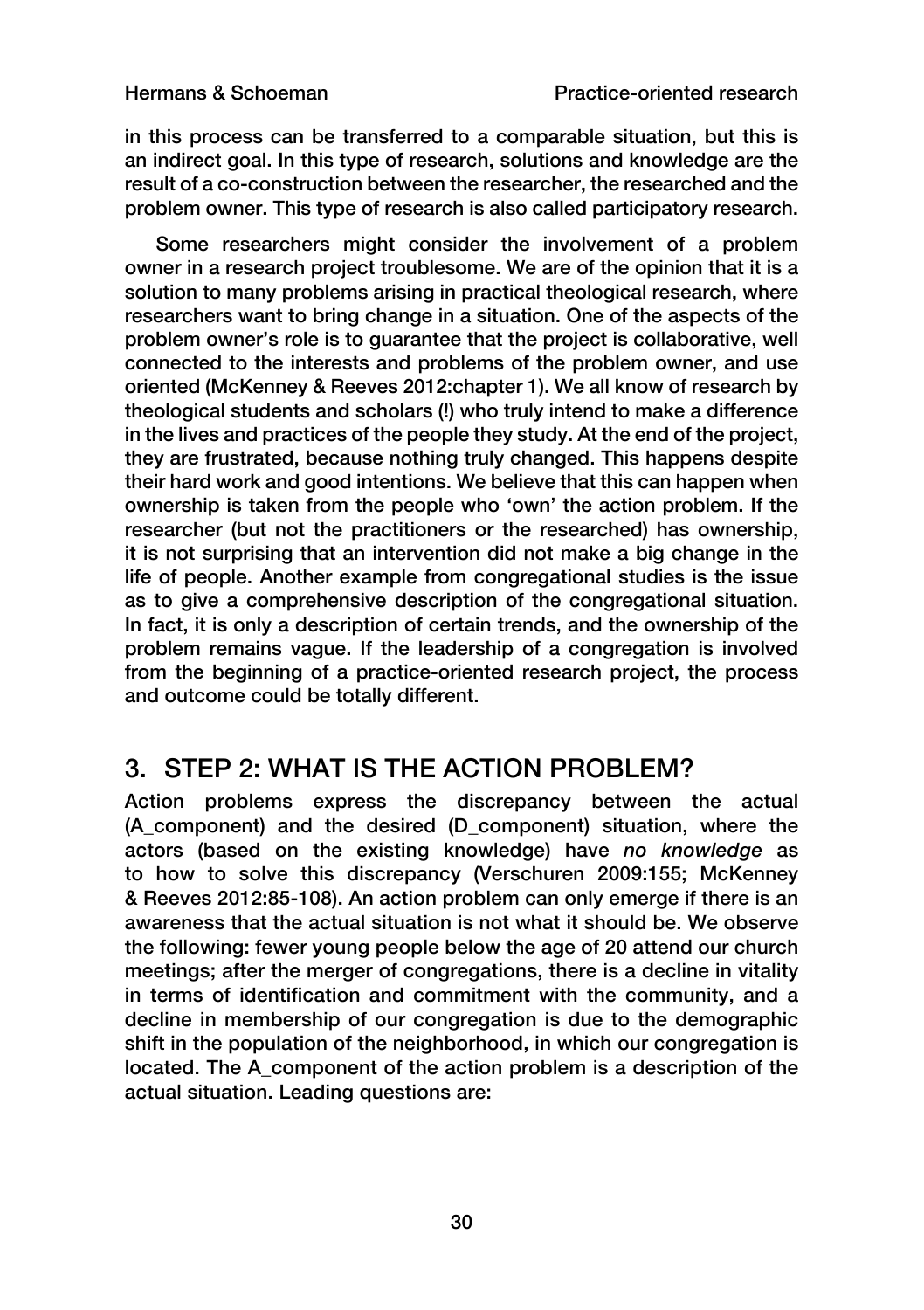in this process can be transferred to a comparable situation, but this is an indirect goal. In this type of research, solutions and knowledge are the result of a co-construction between the researcher, the researched and the problem owner. This type of research is also called participatory research.

Some researchers might consider the involvement of a problem owner in a research project troublesome. We are of the opinion that it is a solution to many problems arising in practical theological research, where researchers want to bring change in a situation. One of the aspects of the problem owner's role is to guarantee that the project is collaborative, well connected to the interests and problems of the problem owner, and use oriented (McKenney & Reeves 2012:chapter 1). We all know of research by theological students and scholars (!) who truly intend to make a difference in the lives and practices of the people they study. At the end of the project, they are frustrated, because nothing truly changed. This happens despite their hard work and good intentions. We believe that this can happen when ownership is taken from the people who 'own' the action problem. If the researcher (but not the practitioners or the researched) has ownership, it is not surprising that an intervention did not make a big change in the life of people. Another example from congregational studies is the issue as to give a comprehensive description of the congregational situation. In fact, it is only a description of certain trends, and the ownership of the problem remains vague. If the leadership of a congregation is involved from the beginning of a practice-oriented research project, the process and outcome could be totally different.

## 3. STEP 2: WHAT IS THE ACTION PROBLEM?

Action problems express the discrepancy between the actual (A_component) and the desired (D_component) situation, where the actors (based on the existing knowledge) have *no knowledge* as to how to solve this discrepancy (Verschuren 2009:155; McKenney & Reeves 2012:85-108). An action problem can only emerge if there is an awareness that the actual situation is not what it should be. We observe the following: fewer young people below the age of 20 attend our church meetings; after the merger of congregations, there is a decline in vitality in terms of identification and commitment with the community, and a decline in membership of our congregation is due to the demographic shift in the population of the neighborhood, in which our congregation is located. The A_component of the action problem is a description of the actual situation. Leading questions are: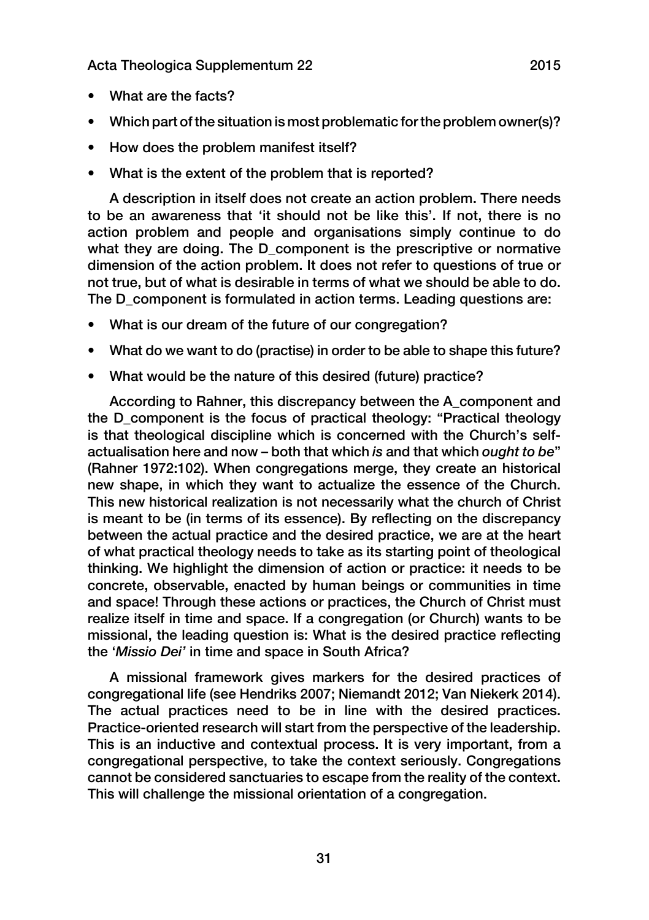- What are the facts?
- Which part of the situation is most problematic for the problem owner(s)?
- How does the problem manifest itself?
- What is the extent of the problem that is reported?

A description in itself does not create an action problem. There needs to be an awareness that 'it should not be like this'. If not, there is no action problem and people and organisations simply continue to do what they are doing. The D_component is the prescriptive or normative dimension of the action problem. It does not refer to questions of true or not true, but of what is desirable in terms of what we should be able to do. The D_component is formulated in action terms. Leading questions are:

- What is our dream of the future of our congregation?
- What do we want to do (practise) in order to be able to shape this future?
- What would be the nature of this desired (future) practice?

According to Rahner, this discrepancy between the A_component and the D_component is the focus of practical theology: "Practical theology is that theological discipline which is concerned with the Church's self-actualisation here and now – both that which *is* and that which *ought to be*" (Rahner 1972:102). When congregations merge, they create an historical new shape, in which they want to actualize the essence of the Church. This new historical realization is not necessarily what the church of Christ is meant to be (in terms of its essence). By reflecting on the discrepancy between the actual practice and the desired practice, we are at the heart of what practical theology needs to take as its starting point of theological thinking. We highlight the dimension of action or practice: it needs to be concrete, observable, enacted by human beings or communities in time and space! Through these actions or practices, the Church of Christ must realize itself in time and space. If a congregation (or Church) wants to be missional, the leading question is: What is the desired practice reflecting the '*Missio Dei*' in time and space in South Africa?

A missional framework gives markers for the desired practices of congregational life (see Hendriks 2007; Niemandt 2012; Van Niekerk 2014). The actual practices need to be in line with the desired practices. Practice-oriented research will start from the perspective of the leadership. This is an inductive and contextual process. It is very important, from a congregational perspective, to take the context seriously. Congregations cannot be considered sanctuaries to escape from the reality of the context. This will challenge the missional orientation of a congregation.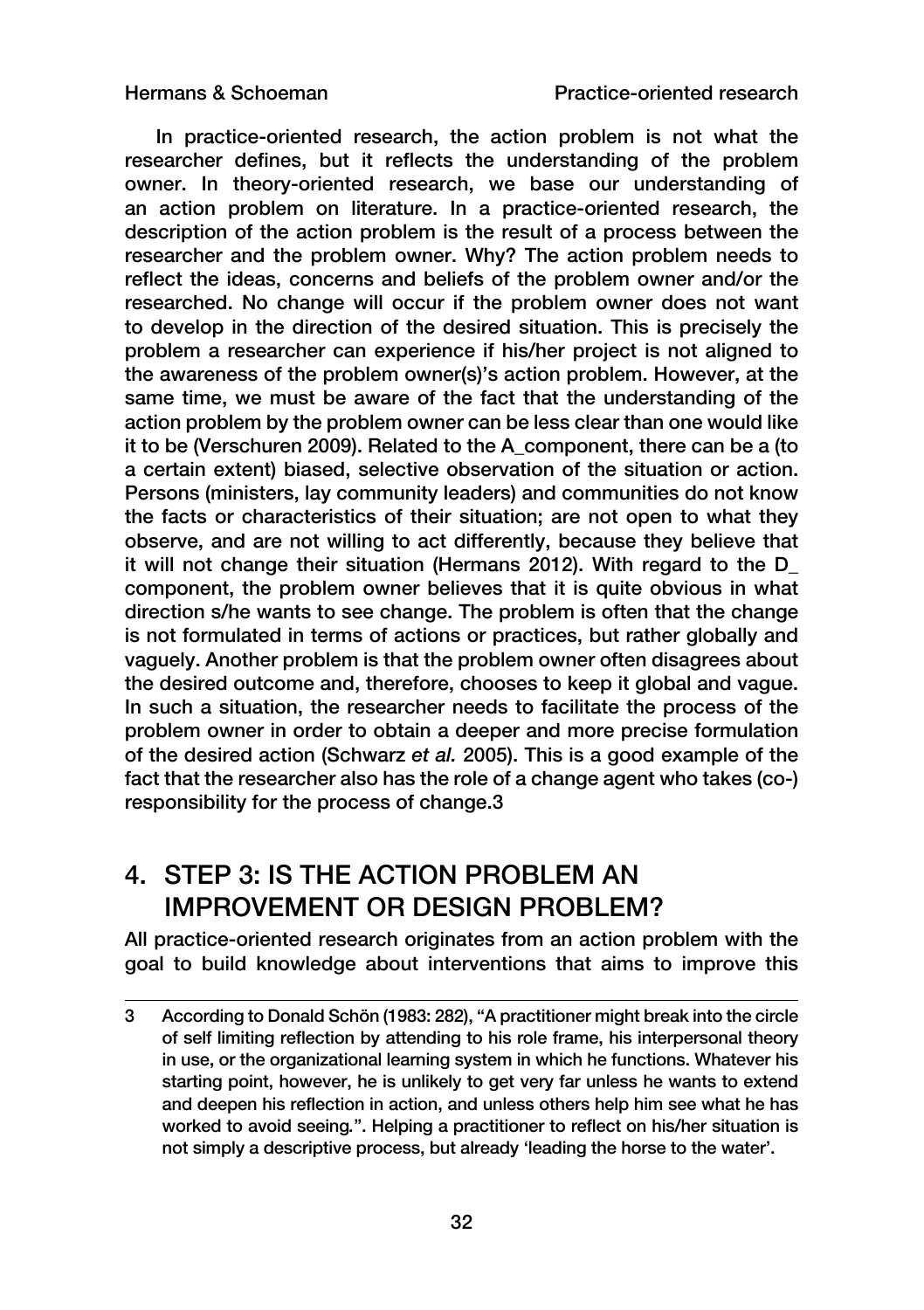In practice-oriented research, the action problem is not what the researcher defines, but it reflects the understanding of the problem owner. In theory-oriented research, we base our understanding of an action problem on literature. In a practice-oriented research, the description of the action problem is the result of a process between the researcher and the problem owner. Why? The action problem needs to reflect the ideas, concerns and beliefs of the problem owner and/or the researched. No change will occur if the problem owner does not want to develop in the direction of the desired situation. This is precisely the problem a researcher can experience if his/her project is not aligned to the awareness of the problem owner(s)'s action problem. However, at the same time, we must be aware of the fact that the understanding of the action problem by the problem owner can be less clear than one would like it to be (Verschuren 2009). Related to the A_component, there can be a (to a certain extent) biased, selective observation of the situation or action. Persons (ministers, lay community leaders) and communities do not know the facts or characteristics of their situation; are not open to what they observe, and are not willing to act differently, because they believe that it will not change their situation (Hermans 2012). With regard to the D_ component, the problem owner believes that it is quite obvious in what direction s/he wants to see change. The problem is often that the change is not formulated in terms of actions or practices, but rather globally and vaguely. Another problem is that the problem owner often disagrees about the desired outcome and, therefore, chooses to keep it global and vague. In such a situation, the researcher needs to facilitate the process of the problem owner in order to obtain a deeper and more precise formulation of the desired action (Schwarz *et al.* 2005). This is a good example of the fact that the researcher also has the role of a change agent who takes (co-) responsibility for the process of change.[3]

## 4. STEP 3: IS THE ACTION PROBLEM AN IMPROVEMENT OR DESIGN PROBLEM?

All practice-oriented research originates from an action problem with the goal to build knowledge about interventions that aims to improve this

---

3 According to Donald Schön (1983: 282), "A practitioner might break into the circle of self limiting reflection by attending to his role frame, his interpersonal theory in use, or the organizational learning system in which he functions. Whatever his starting point, however, he is unlikely to get very far unless he wants to extend and deepen his reflection in action, and unless others help him see what he has worked to avoid seeing.". Helping a practitioner to reflect on his/her situation is not simply a descriptive process, but already 'leading the horse to the water'.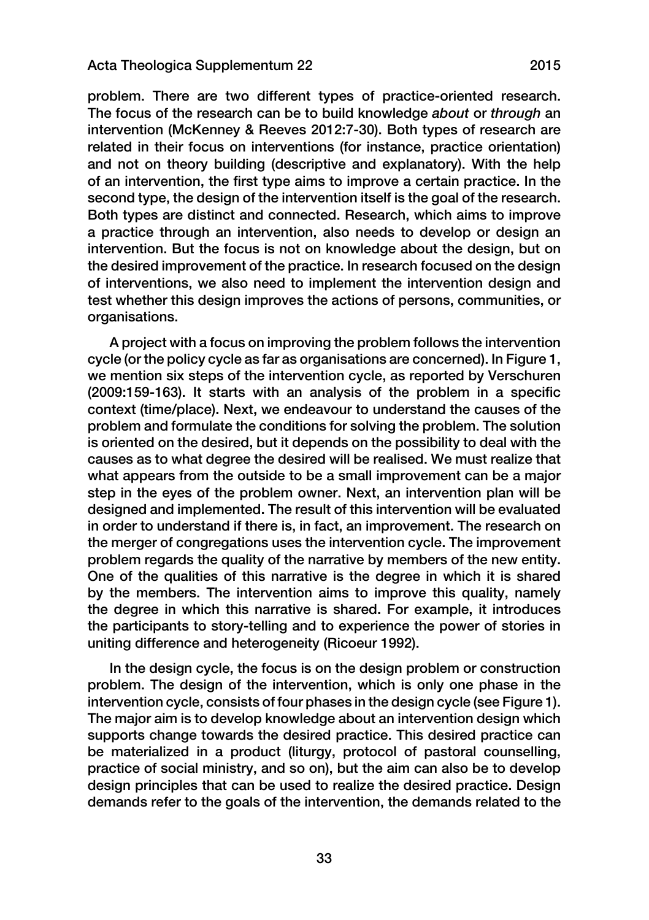problem. There are two different types of practice-oriented research. The focus of the research can be to build knowledge *about* or *through* an intervention (McKenney & Reeves 2012:7-30). Both types of research are related in their focus on interventions (for instance, practice orientation) and not on theory building (descriptive and explanatory). With the help of an intervention, the first type aims to improve a certain practice. In the second type, the design of the intervention itself is the goal of the research. Both types are distinct and connected. Research, which aims to improve a practice through an intervention, also needs to develop or design an intervention. But the focus is not on knowledge about the design, but on the desired improvement of the practice. In research focused on the design of interventions, we also need to implement the intervention design and test whether this design improves the actions of persons, communities, or organisations.

A project with a focus on improving the problem follows the intervention cycle (or the policy cycle as far as organisations are concerned). In Figure 1, we mention six steps of the intervention cycle, as reported by Verschuren (2009:159-163). It starts with an analysis of the problem in a specific context (time/place). Next, we endeavour to understand the causes of the problem and formulate the conditions for solving the problem. The solution is oriented on the desired, but it depends on the possibility to deal with the causes as to what degree the desired will be realised. We must realize that what appears from the outside to be a small improvement can be a major step in the eyes of the problem owner. Next, an intervention plan will be designed and implemented. The result of this intervention will be evaluated in order to understand if there is, in fact, an improvement. The research on the merger of congregations uses the intervention cycle. The improvement problem regards the quality of the narrative by members of the new entity. One of the qualities of this narrative is the degree in which it is shared by the members. The intervention aims to improve this quality, namely the degree in which this narrative is shared. For example, it introduces the participants to story-telling and to experience the power of stories in uniting difference and heterogeneity (Ricoeur 1992).

In the design cycle, the focus is on the design problem or construction problem. The design of the intervention, which is only one phase in the intervention cycle, consists of four phases in the design cycle (see Figure 1). The major aim is to develop knowledge about an intervention design which supports change towards the desired practice. This desired practice can be materialized in a product (liturgy, protocol of pastoral counselling, practice of social ministry, and so on), but the aim can also be to develop design principles that can be used to realize the desired practice. Design demands refer to the goals of the intervention, the demands related to the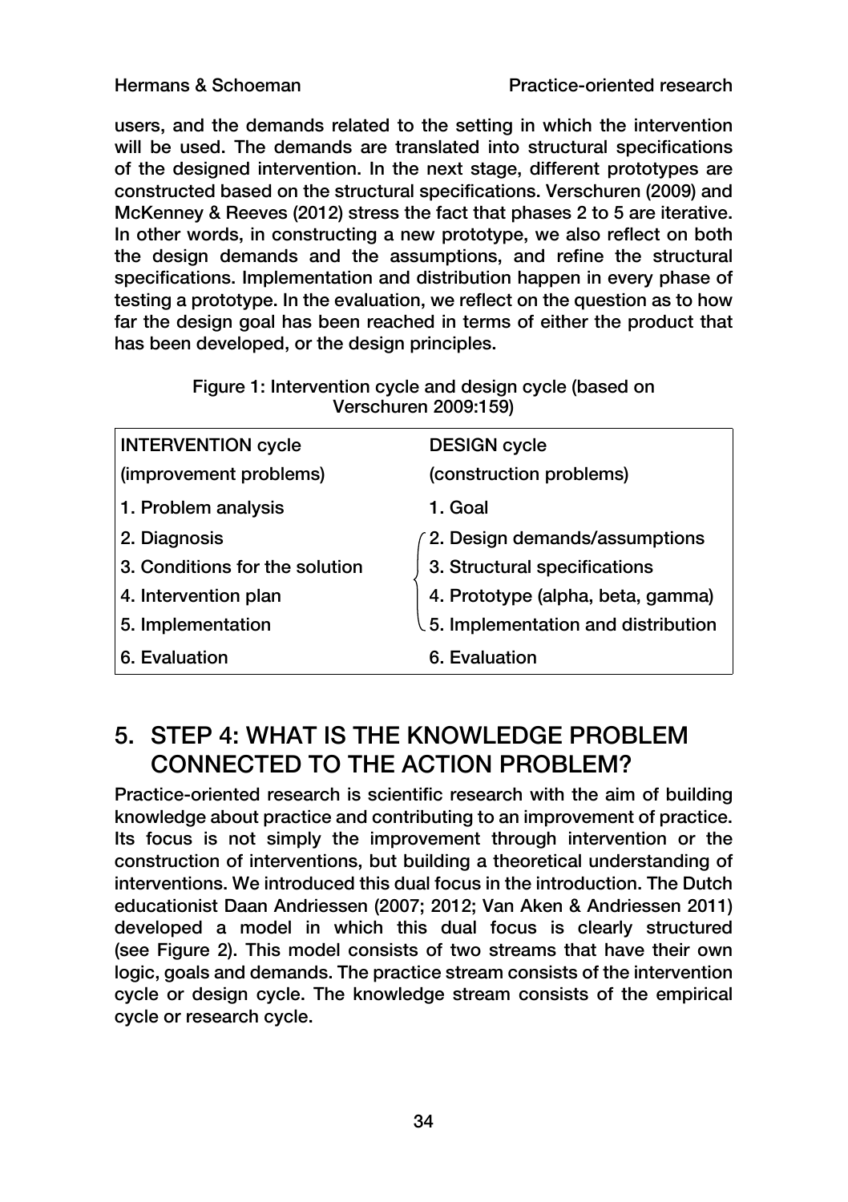users, and the demands related to the setting in which the intervention will be used. The demands are translated into structural specifications of the designed intervention. In the next stage, different prototypes are constructed based on the structural specifications. Verschuren (2009) and McKenney & Reeves (2012) stress the fact that phases 2 to 5 are iterative. In other words, in constructing a new prototype, we also reflect on both the design demands and the assumptions, and refine the structural specifications. Implementation and distribution happen in every phase of testing a prototype. In the evaluation, we reflect on the question as to how far the design goal has been reached in terms of either the product that has been developed, or the design principles.

Figure 1: Intervention cycle and design cycle (based on Verschuren 2009:159)

| INTERVENTION cycle (improvement problems) | DESIGN cycle (construction problems) |
| --- | --- |
| 1. Problem analysis | 1. Goal |
| 2. Diagnosis | 2. Design demands/assumptions |
| 3. Conditions for the solution | 3. Structural specifications |
| 4. Intervention plan | 4. Prototype (alpha, beta, gamma) |
| 5. Implementation | 5. Implementation and distribution |
| 6. Evaluation | 6. Evaluation |

## 5. STEP 4: WHAT IS THE KNOWLEDGE PROBLEM CONNECTED TO THE ACTION PROBLEM?

Practice-oriented research is scientific research with the aim of building knowledge about practice and contributing to an improvement of practice. Its focus is not simply the improvement through intervention or the construction of interventions, but building a theoretical understanding of interventions. We introduced this dual focus in the introduction. The Dutch educationist Daan Andriessen (2007; 2012; Van Aken & Andriessen 2011) developed a model in which this dual focus is clearly structured (see Figure 2). This model consists of two streams that have their own logic, goals and demands. The practice stream consists of the intervention cycle or design cycle. The knowledge stream consists of the empirical cycle or research cycle.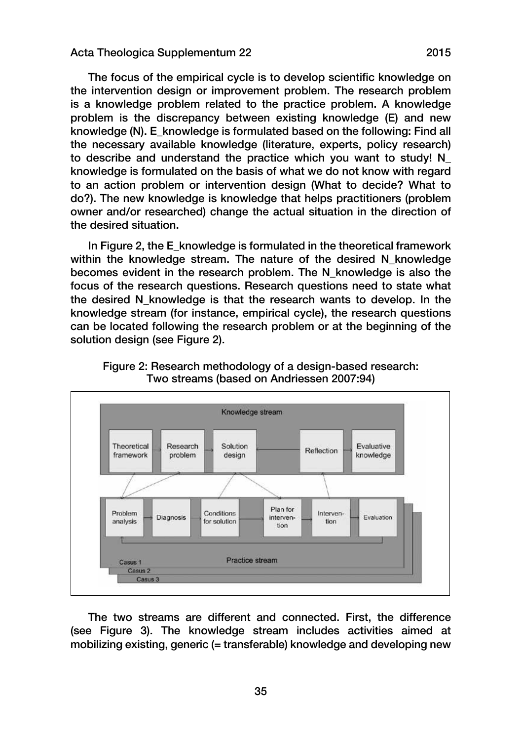The focus of the empirical cycle is to develop scientific knowledge on the intervention design or improvement problem. The research problem is a knowledge problem related to the practice problem. A knowledge problem is the discrepancy between existing knowledge (E) and new knowledge (N). E_knowledge is formulated based on the following: Find all the necessary available knowledge (literature, experts, policy research) to describe and understand the practice which you want to study! N_knowledge is formulated on the basis of what we do not know with regard to an action problem or intervention design (What to decide? What to do?). The new knowledge is knowledge that helps practitioners (problem owner and/or researched) change the actual situation in the direction of the desired situation.

In Figure 2, the E_knowledge is formulated in the theoretical framework within the knowledge stream. The nature of the desired N_knowledge becomes evident in the research problem. The N_knowledge is also the focus of the research questions. Research questions need to state what the desired N_knowledge is that the research wants to develop. In the knowledge stream (for instance, empirical cycle), the research questions can be located following the research problem or at the beginning of the solution design (see Figure 2).

Figure 2: Research methodology of a design-based research: Two streams (based on Andriessen 2007:94)

The two streams are different and connected. First, the difference (see Figure 3). The knowledge stream includes activities aimed at mobilizing existing, generic (= transferable) knowledge and developing new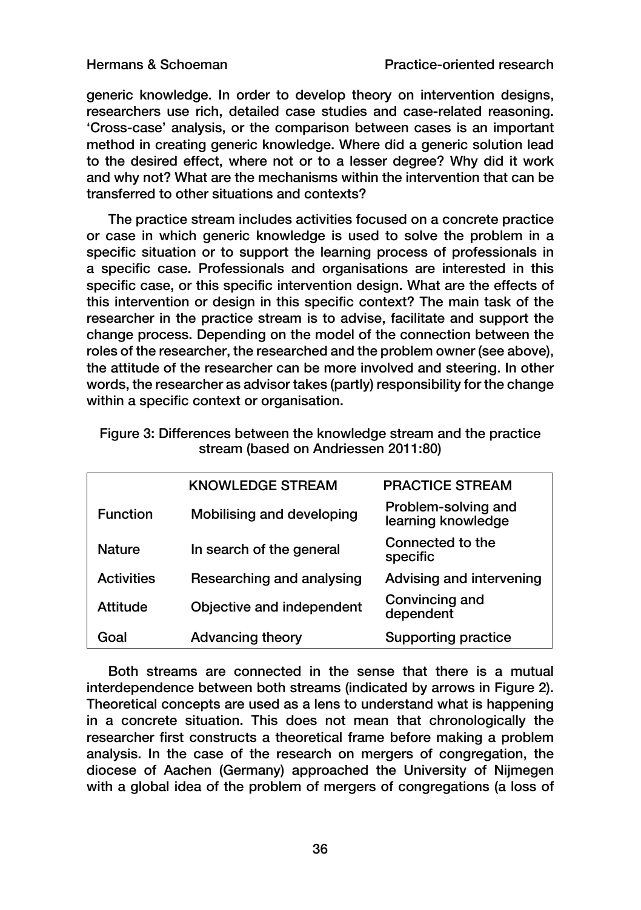generic knowledge. In order to develop theory on intervention designs, researchers use rich, detailed case studies and case-related reasoning. 'Cross-case' analysis, or the comparison between cases is an important method in creating generic knowledge. Where did a generic solution lead to the desired effect, where not or to a lesser degree? Why did it work and why not? What are the mechanisms within the intervention that can be transferred to other situations and contexts?

The practice stream includes activities focused on a concrete practice or case in which generic knowledge is used to solve the problem in a specific situation or to support the learning process of professionals in a specific case. Professionals and organisations are interested in this specific case, or this specific intervention design. What are the effects of this intervention or design in this specific context? The main task of the researcher in the practice stream is to advise, facilitate and support the change process. Depending on the model of the connection between the roles of the researcher, the researched and the problem owner (see above), the attitude of the researcher can be more involved and steering. In other words, the researcher as advisor takes (partly) responsibility for the change within a specific context or organisation.

Figure 3: Differences between the knowledge stream and the practice stream (based on Andriessen 2011:80)

| | KNOWLEDGE STREAM | PRACTICE STREAM |
|---|---|---|
| Function | Mobilising and developing | Problem-solving and learning knowledge |
| Nature | In search of the general | Connected to the specific |
| Activities | Researching and analysing | Advising and intervening |
| Attitude | Objective and independent | Convincing and dependent |
| Goal | Advancing theory | Supporting practice |

Both streams are connected in the sense that there is a mutual interdependence between both streams (indicated by arrows in Figure 2). Theoretical concepts are used as a lens to understand what is happening in a concrete situation. This does not mean that chronologically the researcher first constructs a theoretical frame before making a problem analysis. In the case of the research on mergers of congregation, the diocese of Aachen (Germany) approached the University of Nijmegen with a global idea of the problem of mergers of congregations (a loss of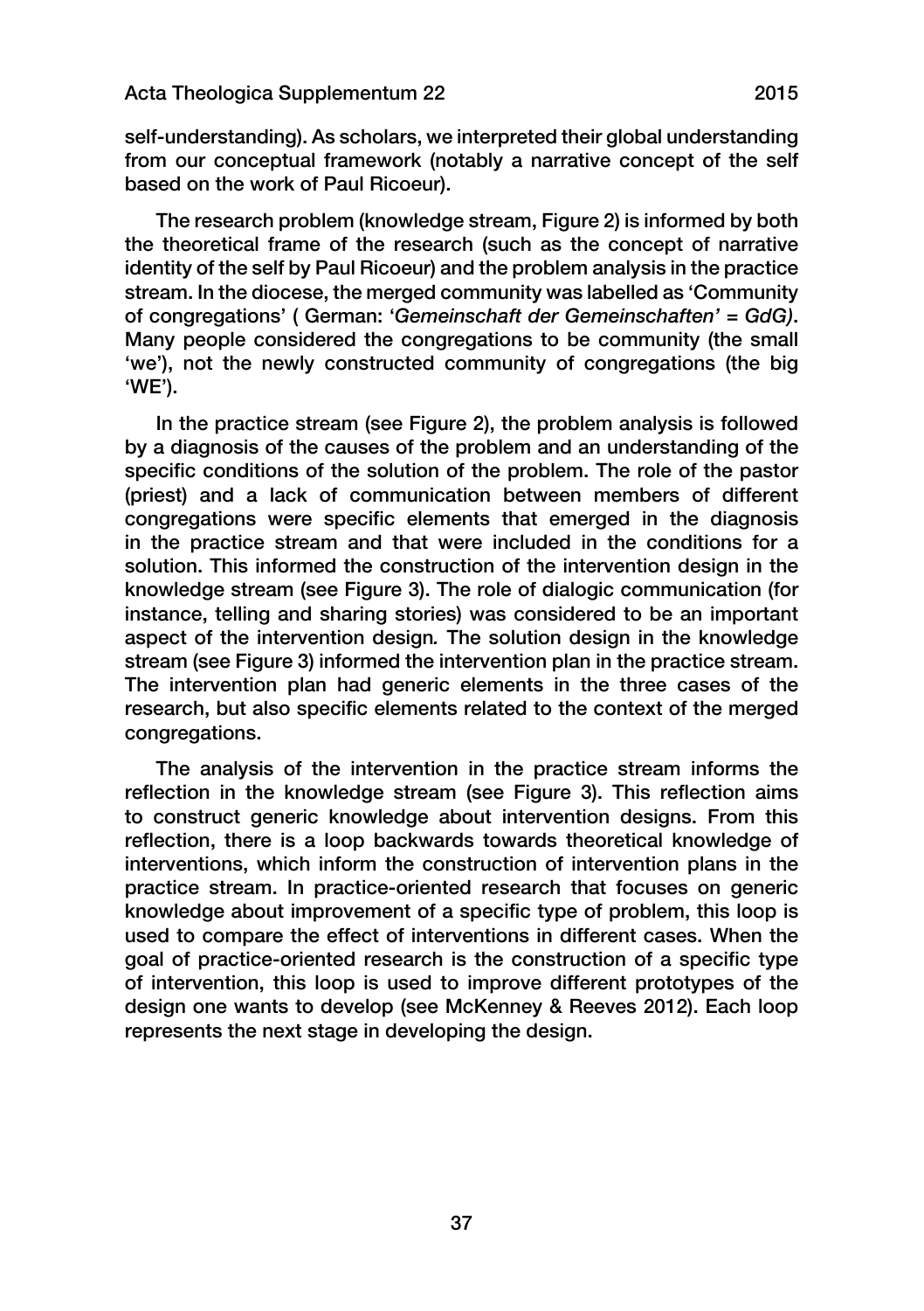self-understanding). As scholars, we interpreted their global understanding from our conceptual framework (notably a narrative concept of the self based on the work of Paul Ricoeur).

The research problem (knowledge stream, Figure 2) is informed by both the theoretical frame of the research (such as the concept of narrative identity of the self by Paul Ricoeur) and the problem analysis in the practice stream. In the diocese, the merged community was labelled as 'Community of congregations' ( German: *'Gemeinschaft der Gemeinschaften' = GdG)*. Many people considered the congregations to be community (the small 'we'), not the newly constructed community of congregations (the big 'WE').

In the practice stream (see Figure 2), the problem analysis is followed by a diagnosis of the causes of the problem and an understanding of the specific conditions of the solution of the problem. The role of the pastor (priest) and a lack of communication between members of different congregations were specific elements that emerged in the diagnosis in the practice stream and that were included in the conditions for a solution. This informed the construction of the intervention design in the knowledge stream (see Figure 3). The role of dialogic communication (for instance, telling and sharing stories) was considered to be an important aspect of the intervention design*.* The solution design in the knowledge stream (see Figure 3) informed the intervention plan in the practice stream. The intervention plan had generic elements in the three cases of the research, but also specific elements related to the context of the merged congregations.

The analysis of the intervention in the practice stream informs the reflection in the knowledge stream (see Figure 3). This reflection aims to construct generic knowledge about intervention designs. From this reflection, there is a loop backwards towards theoretical knowledge of interventions, which inform the construction of intervention plans in the practice stream. In practice-oriented research that focuses on generic knowledge about improvement of a specific type of problem, this loop is used to compare the effect of interventions in different cases. When the goal of practice-oriented research is the construction of a specific type of intervention, this loop is used to improve different prototypes of the design one wants to develop (see McKenney & Reeves 2012). Each loop represents the next stage in developing the design.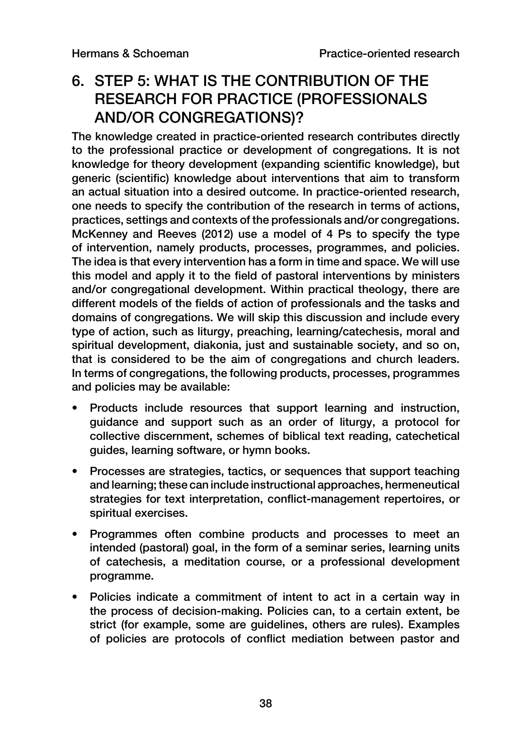## 6. STEP 5: WHAT IS THE CONTRIBUTION OF THE RESEARCH FOR PRACTICE (PROFESSIONALS AND/OR CONGREGATIONS)?

The knowledge created in practice-oriented research contributes directly to the professional practice or development of congregations. It is not knowledge for theory development (expanding scientific knowledge), but generic (scientific) knowledge about interventions that aim to transform an actual situation into a desired outcome. In practice-oriented research, one needs to specify the contribution of the research in terms of actions, practices, settings and contexts of the professionals and/or congregations. McKenney and Reeves (2012) use a model of 4 Ps to specify the type of intervention, namely products, processes, programmes, and policies. The idea is that every intervention has a form in time and space. We will use this model and apply it to the field of pastoral interventions by ministers and/or congregational development. Within practical theology, there are different models of the fields of action of professionals and the tasks and domains of congregations. We will skip this discussion and include every type of action, such as liturgy, preaching, learning/catechesis, moral and spiritual development, diakonia, just and sustainable society, and so on, that is considered to be the aim of congregations and church leaders. In terms of congregations, the following products, processes, programmes and policies may be available:

- Products include resources that support learning and instruction, guidance and support such as an order of liturgy, a protocol for collective discernment, schemes of biblical text reading, catechetical guides, learning software, or hymn books.
- Processes are strategies, tactics, or sequences that support teaching and learning; these can include instructional approaches, hermeneutical strategies for text interpretation, conflict-management repertoires, or spiritual exercises.
- Programmes often combine products and processes to meet an intended (pastoral) goal, in the form of a seminar series, learning units of catechesis, a meditation course, or a professional development programme.
- Policies indicate a commitment of intent to act in a certain way in the process of decision-making. Policies can, to a certain extent, be strict (for example, some are guidelines, others are rules). Examples of policies are protocols of conflict mediation between pastor and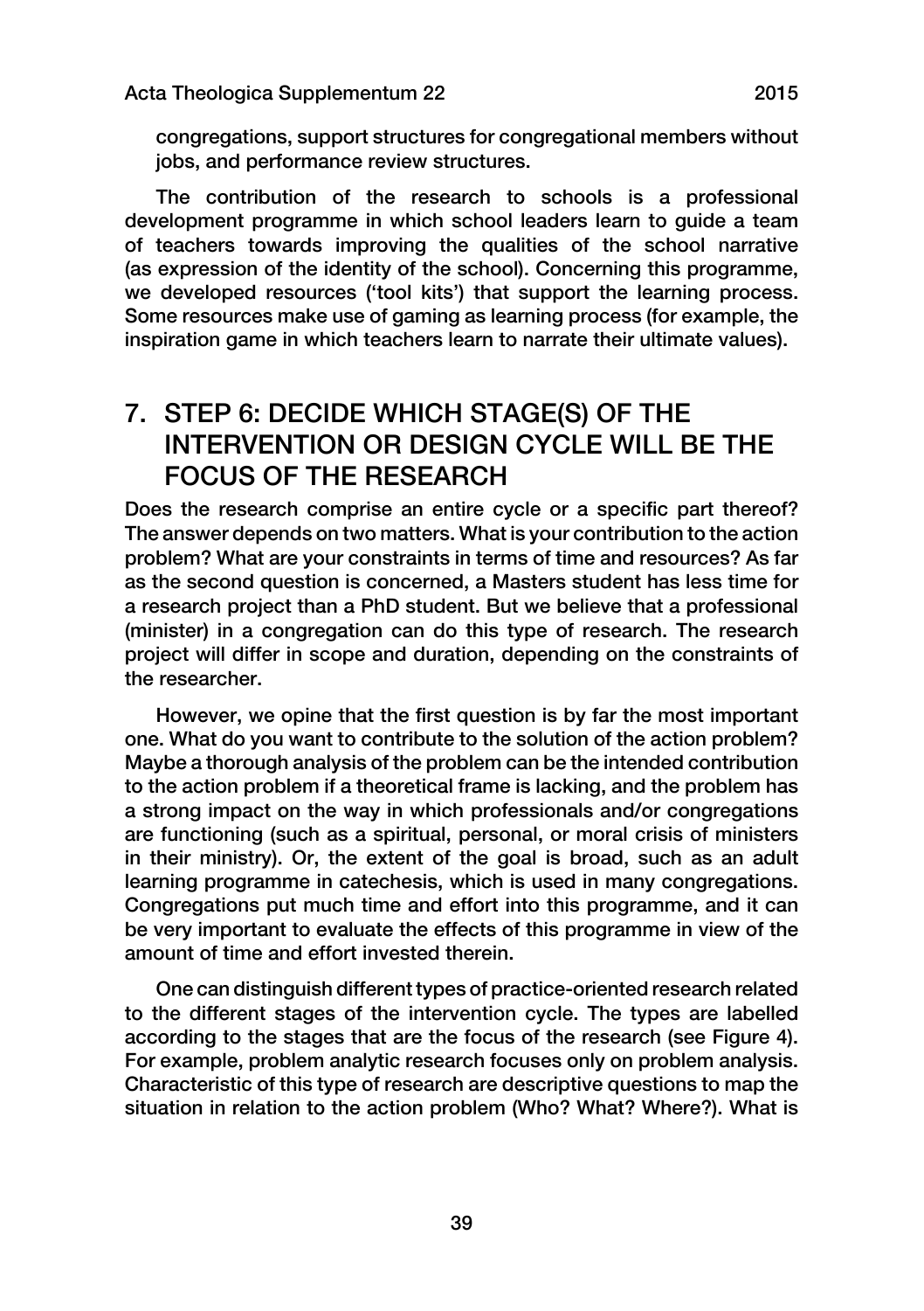congregations, support structures for congregational members without jobs, and performance review structures.

The contribution of the research to schools is a professional development programme in which school leaders learn to guide a team of teachers towards improving the qualities of the school narrative (as expression of the identity of the school). Concerning this programme, we developed resources ('tool kits') that support the learning process. Some resources make use of gaming as learning process (for example, the inspiration game in which teachers learn to narrate their ultimate values).

## 7. STEP 6: DECIDE WHICH STAGE(S) OF THE INTERVENTION OR DESIGN CYCLE WILL BE THE FOCUS OF THE RESEARCH

Does the research comprise an entire cycle or a specific part thereof? The answer depends on two matters. What is your contribution to the action problem? What are your constraints in terms of time and resources? As far as the second question is concerned, a Masters student has less time for a research project than a PhD student. But we believe that a professional (minister) in a congregation can do this type of research. The research project will differ in scope and duration, depending on the constraints of the researcher.

However, we opine that the first question is by far the most important one. What do you want to contribute to the solution of the action problem? Maybe a thorough analysis of the problem can be the intended contribution to the action problem if a theoretical frame is lacking, and the problem has a strong impact on the way in which professionals and/or congregations are functioning (such as a spiritual, personal, or moral crisis of ministers in their ministry). Or, the extent of the goal is broad, such as an adult learning programme in catechesis, which is used in many congregations. Congregations put much time and effort into this programme, and it can be very important to evaluate the effects of this programme in view of the amount of time and effort invested therein.

One can distinguish different types of practice-oriented research related to the different stages of the intervention cycle. The types are labelled according to the stages that are the focus of the research (see Figure 4). For example, problem analytic research focuses only on problem analysis. Characteristic of this type of research are descriptive questions to map the situation in relation to the action problem (Who? What? Where?). What is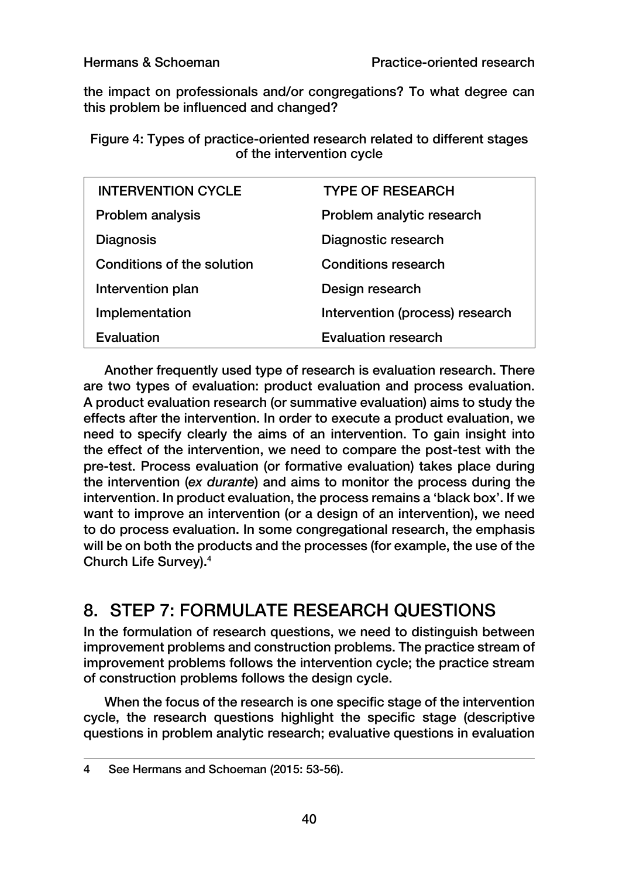the impact on professionals and/or congregations? To what degree can this problem be influenced and changed?

Figure 4: Types of practice-oriented research related to different stages of the intervention cycle

| INTERVENTION CYCLE | TYPE OF RESEARCH |
|---|---|
| Problem analysis | Problem analytic research |
| Diagnosis | Diagnostic research |
| Conditions of the solution | Conditions research |
| Intervention plan | Design research |
| Implementation | Intervention (process) research |
| Evaluation | Evaluation research |

Another frequently used type of research is evaluation research. There are two types of evaluation: product evaluation and process evaluation. A product evaluation research (or summative evaluation) aims to study the effects after the intervention. In order to execute a product evaluation, we need to specify clearly the aims of an intervention. To gain insight into the effect of the intervention, we need to compare the post-test with the pre-test. Process evaluation (or formative evaluation) takes place during the intervention (*ex durante*) and aims to monitor the process during the intervention. In product evaluation, the process remains a 'black box'. If we want to improve an intervention (or a design of an intervention), we need to do process evaluation. In some congregational research, the emphasis will be on both the products and the processes (for example, the use of the Church Life Survey).[4]

## 8. STEP 7: FORMULATE RESEARCH QUESTIONS

In the formulation of research questions, we need to distinguish between improvement problems and construction problems. The practice stream of improvement problems follows the intervention cycle; the practice stream of construction problems follows the design cycle.

When the focus of the research is one specific stage of the intervention cycle, the research questions highlight the specific stage (descriptive questions in problem analytic research; evaluative questions in evaluation

4 See Hermans and Schoeman (2015: 53-56).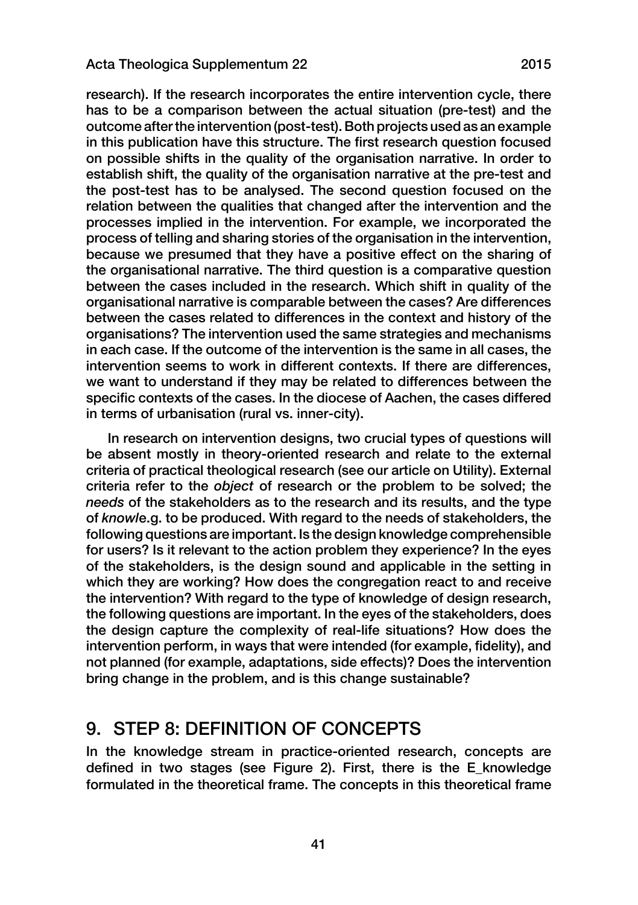research). If the research incorporates the entire intervention cycle, there has to be a comparison between the actual situation (pre-test) and the outcome after the intervention (post-test). Both projects used as an example in this publication have this structure. The first research question focused on possible shifts in the quality of the organisation narrative. In order to establish shift, the quality of the organisation narrative at the pre-test and the post-test has to be analysed. The second question focused on the relation between the qualities that changed after the intervention and the processes implied in the intervention. For example, we incorporated the process of telling and sharing stories of the organisation in the intervention, because we presumed that they have a positive effect on the sharing of the organisational narrative. The third question is a comparative question between the cases included in the research. Which shift in quality of the organisational narrative is comparable between the cases? Are differences between the cases related to differences in the context and history of the organisations? The intervention used the same strategies and mechanisms in each case. If the outcome of the intervention is the same in all cases, the intervention seems to work in different contexts. If there are differences, we want to understand if they may be related to differences between the specific contexts of the cases. In the diocese of Aachen, the cases differed in terms of urbanisation (rural vs. inner-city).

In research on intervention designs, two crucial types of questions will be absent mostly in theory-oriented research and relate to the external criteria of practical theological research (see our article on Utility). External criteria refer to the *object* of research or the problem to be solved; the *needs* of the stakeholders as to the research and its results, and the type of *knowl*e.g. to be produced. With regard to the needs of stakeholders, the following questions are important. Is the design knowledge comprehensible for users? Is it relevant to the action problem they experience? In the eyes of the stakeholders, is the design sound and applicable in the setting in which they are working? How does the congregation react to and receive the intervention? With regard to the type of knowledge of design research, the following questions are important. In the eyes of the stakeholders, does the design capture the complexity of real-life situations? How does the intervention perform, in ways that were intended (for example, fidelity), and not planned (for example, adaptations, side effects)? Does the intervention bring change in the problem, and is this change sustainable?

## 9. STEP 8: DEFINITION OF CONCEPTS

In the knowledge stream in practice-oriented research, concepts are defined in two stages (see Figure 2). First, there is the E_knowledge formulated in the theoretical frame. The concepts in this theoretical frame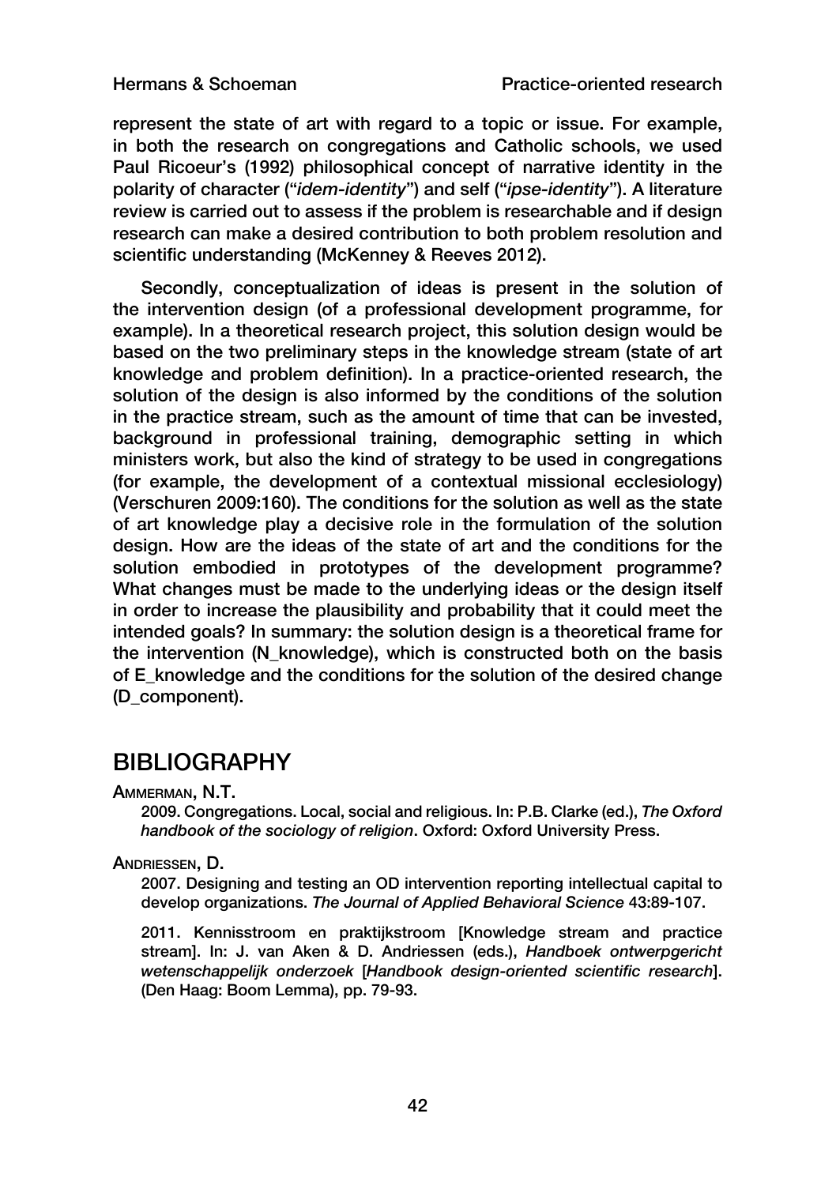represent the state of art with regard to a topic or issue. For example, in both the research on congregations and Catholic schools, we used Paul Ricoeur's (1992) philosophical concept of narrative identity in the polarity of character ("*idem-identity*") and self ("*ipse-identity*"). A literature review is carried out to assess if the problem is researchable and if design research can make a desired contribution to both problem resolution and scientific understanding (McKenney & Reeves 2012).

Secondly, conceptualization of ideas is present in the solution of the intervention design (of a professional development programme, for example). In a theoretical research project, this solution design would be based on the two preliminary steps in the knowledge stream (state of art knowledge and problem definition). In a practice-oriented research, the solution of the design is also informed by the conditions of the solution in the practice stream, such as the amount of time that can be invested, background in professional training, demographic setting in which ministers work, but also the kind of strategy to be used in congregations (for example, the development of a contextual missional ecclesiology) (Verschuren 2009:160). The conditions for the solution as well as the state of art knowledge play a decisive role in the formulation of the solution design. How are the ideas of the state of art and the conditions for the solution embodied in prototypes of the development programme? What changes must be made to the underlying ideas or the design itself in order to increase the plausibility and probability that it could meet the intended goals? In summary: the solution design is a theoretical frame for the intervention (N_knowledge), which is constructed both on the basis of E_knowledge and the conditions for the solution of the desired change (D_component).

# BIBLIOGRAPHY

AMMERMAN, N.T.

2009. Congregations. Local, social and religious. In: P.B. Clarke (ed.), *The Oxford handbook of the sociology of religion*. Oxford: Oxford University Press.

ANDRIESSEN, D.

2007. Designing and testing an OD intervention reporting intellectual capital to develop organizations. *The Journal of Applied Behavioral Science* 43:89-107.

2011. Kennisstroom en praktijkstroom [Knowledge stream and practice stream]. In: J. van Aken & D. Andriessen (eds.), *Handboek ontwerpgericht wetenschappelijk onderzoek* [*Handbook design-oriented scientific research*]. (Den Haag: Boom Lemma), pp. 79-93.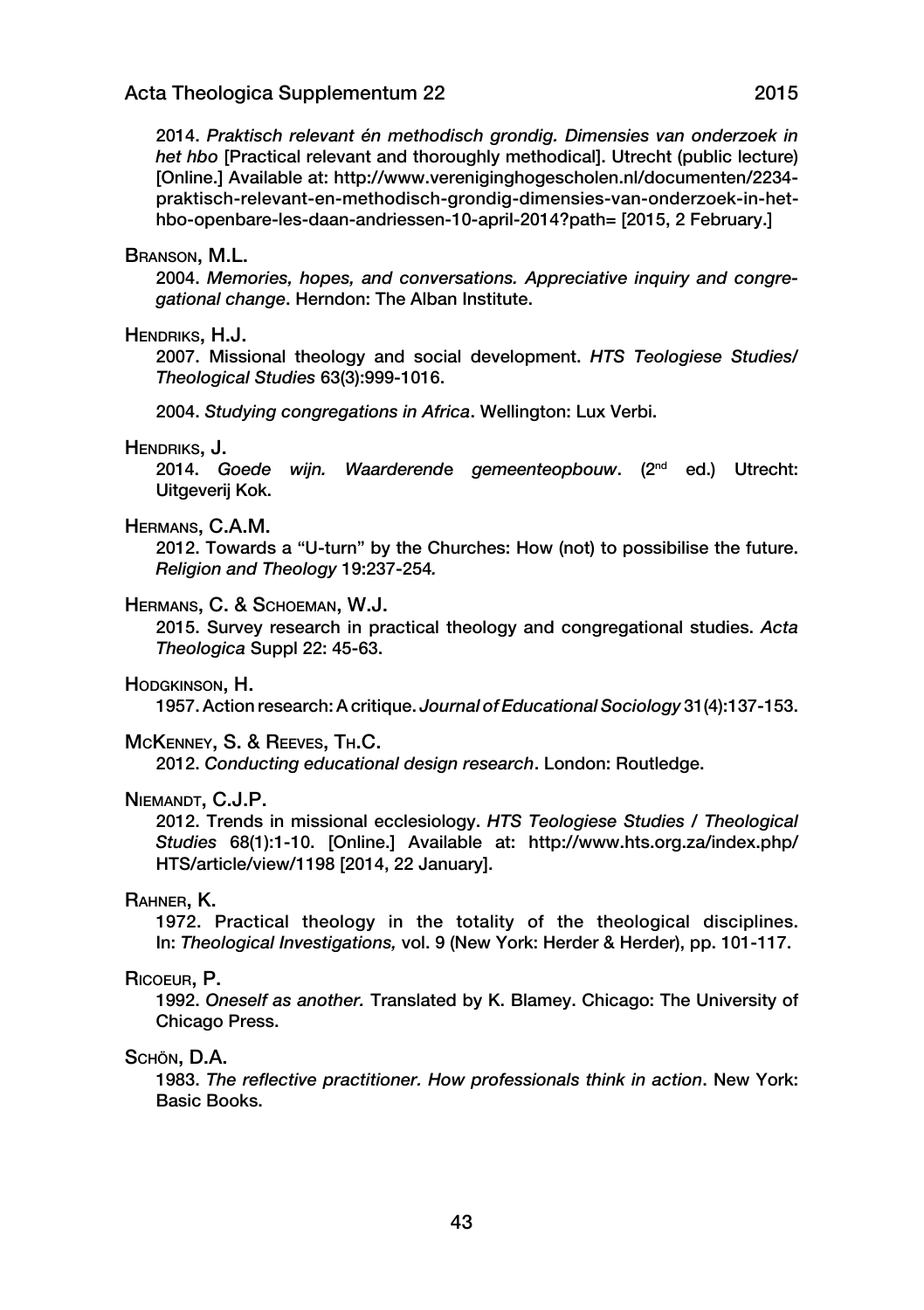2014. *Praktisch relevant én methodisch grondig. Dimensies van onderzoek in het hbo* [Practical relevant and thoroughly methodical]. Utrecht (public lecture) [Online.] Available at: http://www.vereniginghogescholen.nl/documenten/2234-praktisch-relevant-en-methodisch-grondig-dimensies-van-onderzoek-in-het-hbo-openbare-les-daan-andriessen-10-april-2014?path= [2015, 2 February.]

Branson, M.L.

2004. *Memories, hopes, and conversations. Appreciative inquiry and congregational change*. Herndon: The Alban Institute.

Hendriks, H.J.

2007. Missional theology and social development. *HTS Teologiese Studies/ Theological Studies* 63(3):999-1016.

2004. *Studying congregations in Africa*. Wellington: Lux Verbi.

Hendriks, J.

2014. *Goede wijn. Waarderende gemeenteopbouw*. (2nd ed.) Utrecht: Uitgeverij Kok.

Hermans, C.A.M.

2012. Towards a "U-turn" by the Churches: How (not) to possibilise the future. *Religion and Theology* 19:237-254.

Hermans, C. & Schoeman, W.J.

2015. Survey research in practical theology and congregational studies. *Acta Theologica* Suppl 22: 45-63.

Hodgkinson, H.

1957. Action research: A critique. *Journal of Educational Sociology* 31(4):137-153.

McKenney, S. & Reeves, Th.C.

2012. *Conducting educational design research*. London: Routledge.

Niemandt, C.J.P.

2012. Trends in missional ecclesiology. *HTS Teologiese Studies / Theological Studies* 68(1):1-10. [Online.] Available at: http://www.hts.org.za/index.php/HTS/article/view/1198 [2014, 22 January].

Rahner, K.

1972. Practical theology in the totality of the theological disciplines. In: *Theological Investigations,* vol. 9 (New York: Herder & Herder), pp. 101-117.

Ricoeur, P.

1992. *Oneself as another.* Translated by K. Blamey. Chicago: The University of Chicago Press.

Schön, D.A.

1983. *The reflective practitioner. How professionals think in action*. New York: Basic Books.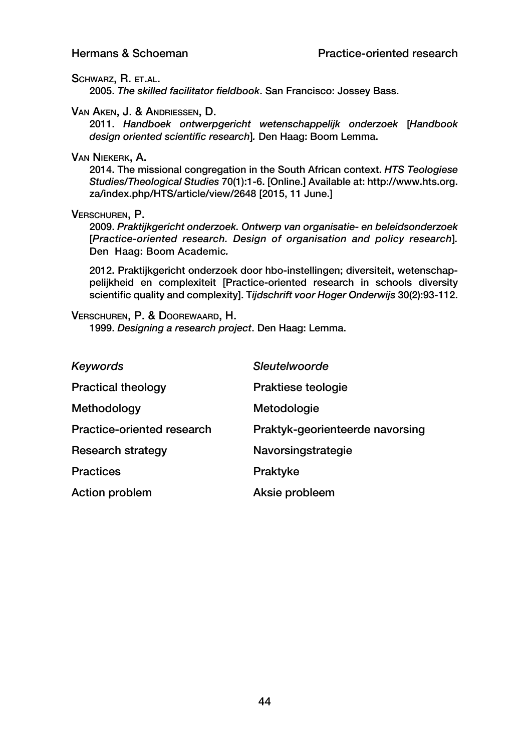SCHWARZ, R. ET.AL.

2005. *The skilled facilitator fieldbook*. San Francisco: Jossey Bass.

VAN AKEN, J. & ANDRIESSEN, D.

2011. *Handboek ontwerpgericht wetenschappelijk onderzoek* [*Handbook design oriented scientific research*]. Den Haag: Boom Lemma.

VAN NIEKERK, A.

2014. The missional congregation in the South African context. *HTS Teologiese Studies/Theological Studies* 70(1):1-6. [Online.] Available at: http://www.hts.org.za/index.php/HTS/article/view/2648 [2015, 11 June.]

VERSCHUREN, P.

2009. *Praktijkgericht onderzoek. Ontwerp van organisatie- en beleidsonderzoek* [*Practice-oriented research. Design of organisation and policy research*]. Den Haag: Boom Academic.

2012. Praktijkgericht onderzoek door hbo-instellingen; diversiteit, wetenschappelijkheid en complexiteit [Practice-oriented research in schools diversity scientific quality and complexity]. T*ijdschrift voor Hoger Onderwijs* 30(2):93-112.

VERSCHUREN, P. & DOOREWAARD, H.

1999. *Designing a research project*. Den Haag: Lemma.

| *Keywords* | *Sleutelwoorde* |
|---|---|
| Practical theology | Praktiese teologie |
| Methodology | Metodologie |
| Practice-oriented research | Praktyk-georienteerde navorsing |
| Research strategy | Navorsingstrategie |
| Practices | Praktyke |
| Action problem | Aksie probleem |